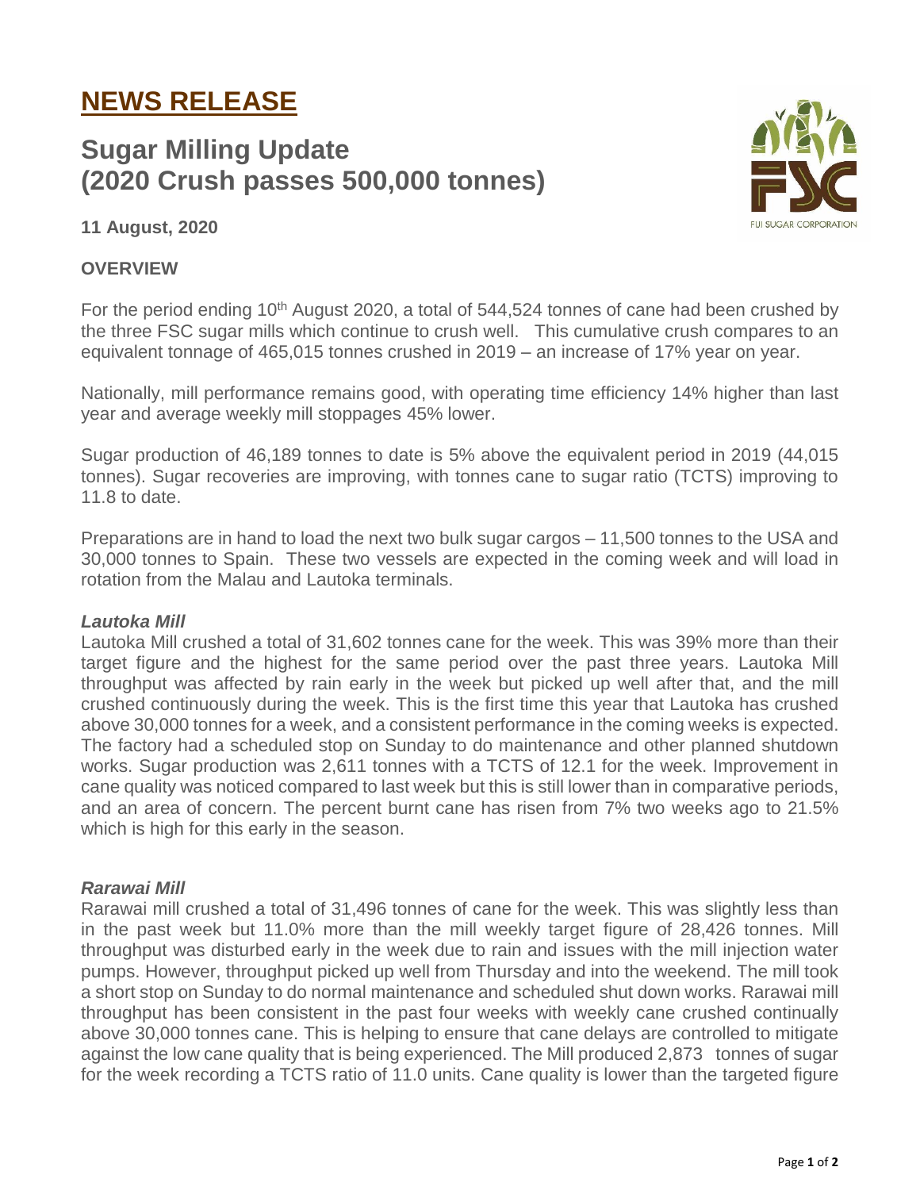# NEWS RELEASE

## Sugar Milling Update (2020 Crush passes 500,000 tonnes)

**11 August, 2020**

**OVERVIEW**

For the period ending 10th August 2020, a total of 544,524 tonnes of cane had been crushed by the three FSC sugar mills which continue to crush well. This cumulative crush compares to an equivalent tonnage of 465,015 tonnes crushed in 2019 – an increase of 17% year on year.

Nationally, mill performance remains good, with operating time efficiency 14% higher than last year and average weekly mill stoppages 45% lower.

Sugar production of 46,189 tonnes to date is 5% above the equivalent period in 2019 (44,015 tonnes). Sugar recoveries are improving, with tonnes cane to sugar ratio (TCTS) improving to 11.8 to date.

Preparations are in hand to load the next two bulk sugar cargos – 11,500 tonnes to the USA and 30,000 tonnes to Spain. These two vessels are expected in the coming week and will load in rotation from the Malau and Lautoka terminals.

***Lautoka Mill***

Lautoka Mill crushed a total of 31,602 tonnes cane for the week. This was 39% more than their target figure and the highest for the same period over the past three years. Lautoka Mill throughput was affected by rain early in the week but picked up well after that, and the mill crushed continuously during the week. This is the first time this year that Lautoka has crushed above 30,000 tonnes for a week, and a consistent performance in the coming weeks is expected. The factory had a scheduled stop on Sunday to do maintenance and other planned shutdown works. Sugar production was 2,611 tonnes with a TCTS of 12.1 for the week. Improvement in cane quality was noticed compared to last week but this is still lower than in comparative periods, and an area of concern. The percent burnt cane has risen from 7% two weeks ago to 21.5% which is high for this early in the season.

***Rarawai Mill***

Rarawai mill crushed a total of 31,496 tonnes of cane for the week. This was slightly less than in the past week but 11.0% more than the mill weekly target figure of 28,426 tonnes. Mill throughput was disturbed early in the week due to rain and issues with the mill injection water pumps. However, throughput picked up well from Thursday and into the weekend. The mill took a short stop on Sunday to do normal maintenance and scheduled shut down works. Rarawai mill throughput has been consistent in the past four weeks with weekly cane crushed continually above 30,000 tonnes cane. This is helping to ensure that cane delays are controlled to mitigate against the low cane quality that is being experienced. The Mill produced 2,873 tonnes of sugar for the week recording a TCTS ratio of 11.0 units. Cane quality is lower than the targeted figure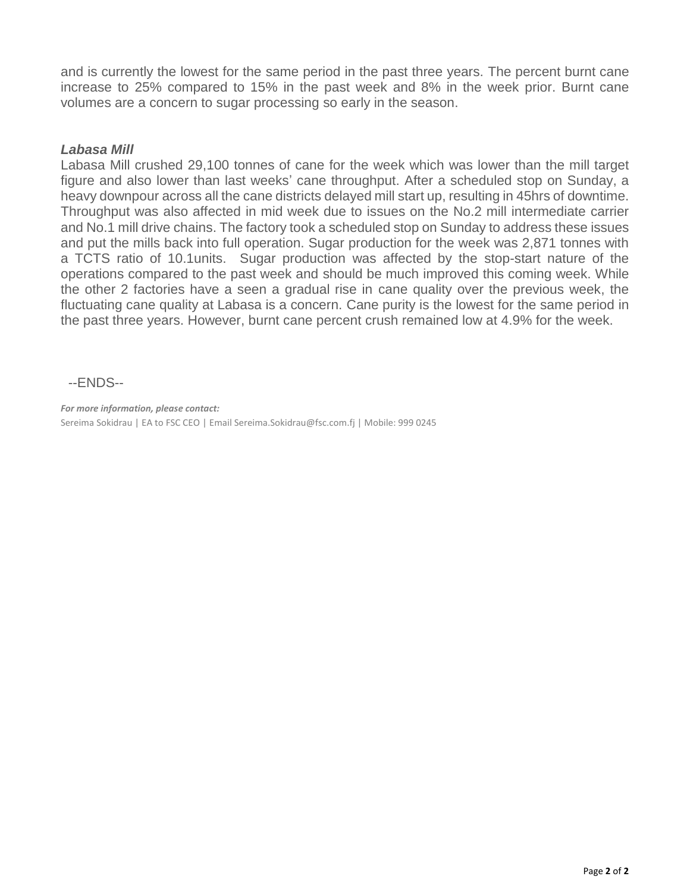and is currently the lowest for the same period in the past three years. The percent burnt cane increase to 25% compared to 15% in the past week and 8% in the week prior. Burnt cane volumes are a concern to sugar processing so early in the season.

### *Labasa Mill*

Labasa Mill crushed 29,100 tonnes of cane for the week which was lower than the mill target figure and also lower than last weeks' cane throughput. After a scheduled stop on Sunday, a heavy downpour across all the cane districts delayed mill start up, resulting in 45hrs of downtime. Throughput was also affected in mid week due to issues on the No.2 mill intermediate carrier and No.1 mill drive chains. The factory took a scheduled stop on Sunday to address these issues and put the mills back into full operation. Sugar production for the week was 2,871 tonnes with a TCTS ratio of 10.1units. Sugar production was affected by the stop-start nature of the operations compared to the past week and should be much improved this coming week. While the other 2 factories have a seen a gradual rise in cane quality over the previous week, the fluctuating cane quality at Labasa is a concern. Cane purity is the lowest for the same period in the past three years. However, burnt cane percent crush remained low at 4.9% for the week.

--ENDS--

***For more information, please contact:***
Sereima Sokidrau | EA to FSC CEO | Email Sereima.Sokidrau@fsc.com.fj | Mobile: 999 0245